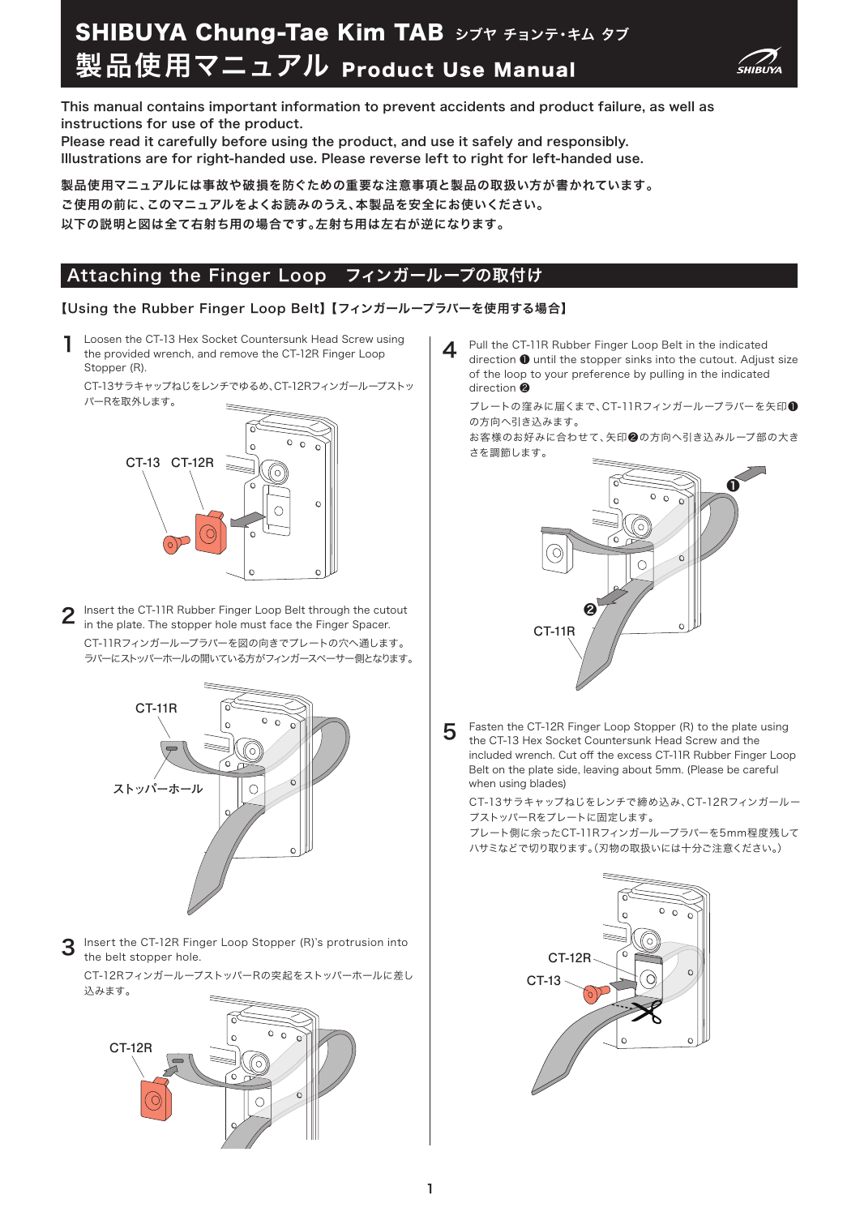# SHIBUYA Chung-Tae Kim TAB シブヤ チョンテ・キム タブ

# 製品使用マニュアル Product Use Manual

This manual contains important information to prevent accidents and product failure, as well as instructions for use of the product.
Please read it carefully before using the product, and use it safely and responsibly.
Illustrations are for right-handed use. Please reverse left to right for left-handed use.

**製品使用マニュアルには事故や破損を防ぐための重要な注意事項と製品の取扱い方が書かれています。**
**ご使用の前に、このマニュアルをよくお読みのうえ、本製品を安全にお使いください。**
**以下の説明と図は全て右射ち用の場合です。左射ち用は左右が逆になります。**

## Attaching the Finger Loop　フィンガーループの取付け

### 【Using the Rubber Finger Loop Belt】【フィンガーループラバーを使用する場合】

**1** Loosen the CT-13 Hex Socket Countersunk Head Screw using the provided wrench, and remove the CT-12R Finger Loop Stopper (R).

CT-13サラキャップねじをレンチでゆるめ、CT-12Rフィンガーループストッパーを取外します。

CT-13　CT-12R

**2** Insert the CT-11R Rubber Finger Loop Belt through the cutout in the plate. The stopper hole must face the Finger Spacer.

CT-11Rフィンガーループラバーを図の向きでプレートの穴へ通します。
ラバーにストッパーホールの開いている方がフィンガースペーサー側となります。

CT-11R
ストッパーホール

**3** Insert the CT-12R Finger Loop Stopper (R)'s protrusion into the belt stopper hole.

CT-12Rフィンガーループストッパーの突起をストッパーホールに差し込みます。

CT-12R

**4** Pull the CT-11R Rubber Finger Loop Belt in the indicated direction ❶ until the stopper sinks into the cutout. Adjust size of the loop to your preference by pulling in the indicated direction ❷

プレートの窪みに届くまで、CT-11Rフィンガーループラバーを矢印❶の方向へ引き込みます。
お客様のお好みに合わせて、矢印❷の方向へ引き込みループ部の大きさを調節します。

❶ ❷ CT-11R

**5** Fasten the CT-12R Finger Loop Stopper (R) to the plate using the CT-13 Hex Socket Countersunk Head Screw and the included wrench. Cut off the excess CT-11R Rubber Finger Loop Belt on the plate side, leaving about 5mm. (Please be careful when using blades)

CT-13サラキャップねじをレンチで締め込み、CT-12Rフィンガーループストッパーをプレートに固定します。
プレート側に余ったCT-11Rフィンガーループラバーを5mm程度残してハサミなどで切り取ります。(刃物の取扱いには十分ご注意ください。)

CT-12R
CT-13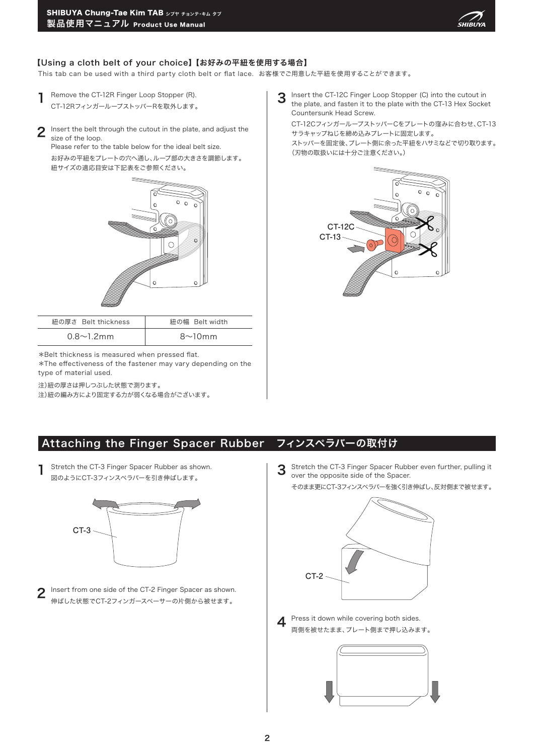## 【Using a cloth belt of your choice】【お好みの平紐を使用する場合】

This tab can be used with a third party cloth belt or flat lace. お客様でご用意した平紐を使用することができます。

**1** Remove the CT-12R Finger Loop Stopper (R).
CT-12Rフィンガーループストッパー Rを取外します。

**2** Insert the belt through the cutout in the plate, and adjust the size of the loop.
Please refer to the table below for the ideal belt size.
お好みの平紐をプレートの穴へ通し、ループ部の大きさを調節します。
紐サイズの適応目安は下記表をご参照ください。

| 紐の厚さ Belt thickness | 紐の幅 Belt width |
|---|---|
| 0.8〜1.2mm | 8〜10mm |

*Belt thickness is measured when pressed flat.
*The effectiveness of the fastener may vary depending on the type of material used.

注)紐の厚さは押しつぶした状態で測ります。
注)紐の編み方により固定する力が弱くなる場合がございます。

**3** Insert the CT-12C Finger Loop Stopper (C) into the cutout in the plate, and fasten it to the plate with the CT-13 Hex Socket Countersunk Head Screw.
CT-12Cフィンガーループストッパー Cをプレートの窪みに合わせ、CT-13サラキャップねじを締め込みプレートに固定します。
ストッパーを固定後、プレート側に余った平紐をハサミなどで切り取ります。
(刃物の取扱いには十分ご注意ください。)

CT-12C
CT-13

## Attaching the Finger Spacer Rubber フィンスペラバーの取付け

**1** Stretch the CT-3 Finger Spacer Rubber as shown.
図のようにCT-3フィンスペラバーを引き伸ばします。

CT-3

**2** Insert from one side of the CT-2 Finger Spacer as shown.
伸ばした状態でCT-2フィンガースペーサーの片側から被せます。

**3** Stretch the CT-3 Finger Spacer Rubber even further, pulling it over the opposite side of the Spacer.
そのまま更にCT-3フィンスペラバーを強く引き伸ばし、反対側まで被せます。

CT-2

**4** Press it down while covering both sides.
両側を被せたまま、プレート側まで押し込みます。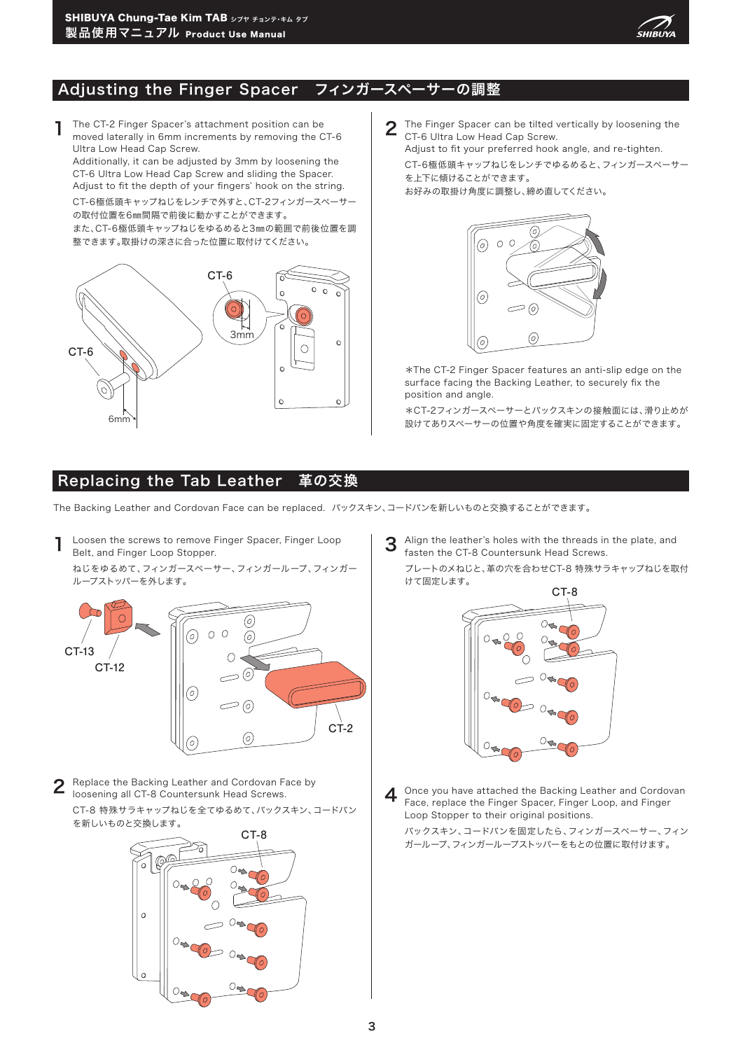## Adjusting the Finger Spacer　フィンガースペーサーの調整

**1** The CT-2 Finger Spacer's attachment position can be moved laterally in 6mm increments by removing the CT-6 Ultra Low Head Cap Screw.
Additionally, it can be adjusted by 3mm by loosening the CT-6 Ultra Low Head Cap Screw and sliding the Spacer.
Adjust to fit the depth of your fingers' hook on the string.

CT-6極低頭キャップねじをレンチで外すと、CT-2フィンガースペーサーの取付位置を6㎜間隔で前後に動かすことができます。
また、CT-6極低頭キャップねじをゆるめると3㎜の範囲で前後位置を調整できます。取掛けの深さに合った位置に取付けてください。

CT-6　CT-6　3mm　6mm

**2** The Finger Spacer can be tilted vertically by loosening the CT-6 Ultra Low Head Cap Screw.
Adjust to fit your preferred hook angle, and re-tighten.

CT-6極低頭キャップねじをレンチでゆるめると、フィンガースペーサーを上下に傾けることができます。
お好みの取掛け角度に調整し、締め直してください。

*The CT-2 Finger Spacer features an anti-slip edge on the surface facing the Backing Leather, to securely fix the position and angle.

*CT-2フィンガースペーサーとバックスキンの接触面には、滑り止めが設けてありスペーサーの位置や角度を確実に固定することができます。

## Replacing the Tab Leather　革の交換

The Backing Leather and Cordovan Face can be replaced.　バックスキン、コードバンを新しいものと交換することができます。

**1** Loosen the screws to remove Finger Spacer, Finger Loop Belt, and Finger Loop Stopper.

ねじをゆるめて、フィンガースペーサー、フィンガーループ、フィンガーループストッパーを外します。

CT-13　CT-12　CT-2

**2** Replace the Backing Leather and Cordovan Face by loosening all CT-8 Countersunk Head Screws.

CT-8 特殊サラキャップねじを全てゆるめて、バックスキン、コードバンを新しいものと交換します。

CT-8

**3** Align the leather's holes with the threads in the plate, and fasten the CT-8 Countersunk Head Screws.

プレートのメねじと、革の穴を合わせCT-8 特殊サラキャップねじを取付けて固定します。

CT-8

**4** Once you have attached the Backing Leather and Cordovan Face, replace the Finger Spacer, Finger Loop, and Finger Loop Stopper to their original positions.

バックスキン、コードバンを固定したら、フィンガースペーサー、フィンガーループ、フィンガーループストッパーをもとの位置に取付けます。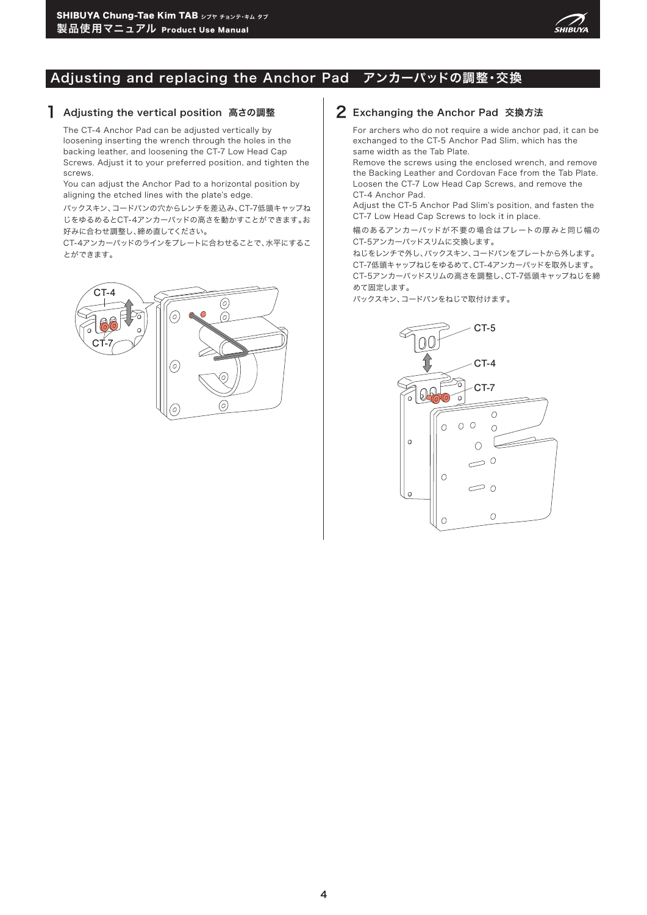# Adjusting and replacing the Anchor Pad　アンカーパッドの調整・交換

## 1 Adjusting the vertical position　高さの調整

The CT-4 Anchor Pad can be adjusted vertically by loosening inserting the wrench through the holes in the backing leather, and loosening the CT-7 Low Head Cap Screws. Adjust it to your preferred position, and tighten the screws.
You can adjust the Anchor Pad to a horizontal position by aligning the etched lines with the plate's edge.

バックスキン、コードバンの穴からレンチを差込み、CT-7低頭キャップねじをゆるめるとCT-4アンカーパッドの高さを動かすことができます。お好みに合わせ調整し、締め直してください。
CT-4アンカーパッドのラインをプレートに合わせることで、水平にすることができます。

CT-4
CT-7

## 2 Exchanging the Anchor Pad　交換方法

For archers who do not require a wide anchor pad, it can be exchanged to the CT-5 Anchor Pad Slim, which has the same width as the Tab Plate.
Remove the screws using the enclosed wrench, and remove the Backing Leather and Cordovan Face from the Tab Plate. Loosen the CT-7 Low Head Cap Screws, and remove the CT-4 Anchor Pad.
Adjust the CT-5 Anchor Pad Slim's position, and fasten the CT-7 Low Head Cap Screws to lock it in place.

幅のあるアンカーパッドが不要の場合はプレートの厚みと同じ幅のCT-5アンカーパッドスリムに交換します。
ねじをレンチで外し、バックスキン、コードバンをプレートから外します。
CT-7低頭キャップねじをゆるめて、CT-4アンカーパッドを取外します。
CT-5アンカーパッドスリムの高さを調整し、CT-7低頭キャップねじを締めて固定します。
バックスキン、コードバンをねじで取付けます。

CT-5
CT-4
CT-7